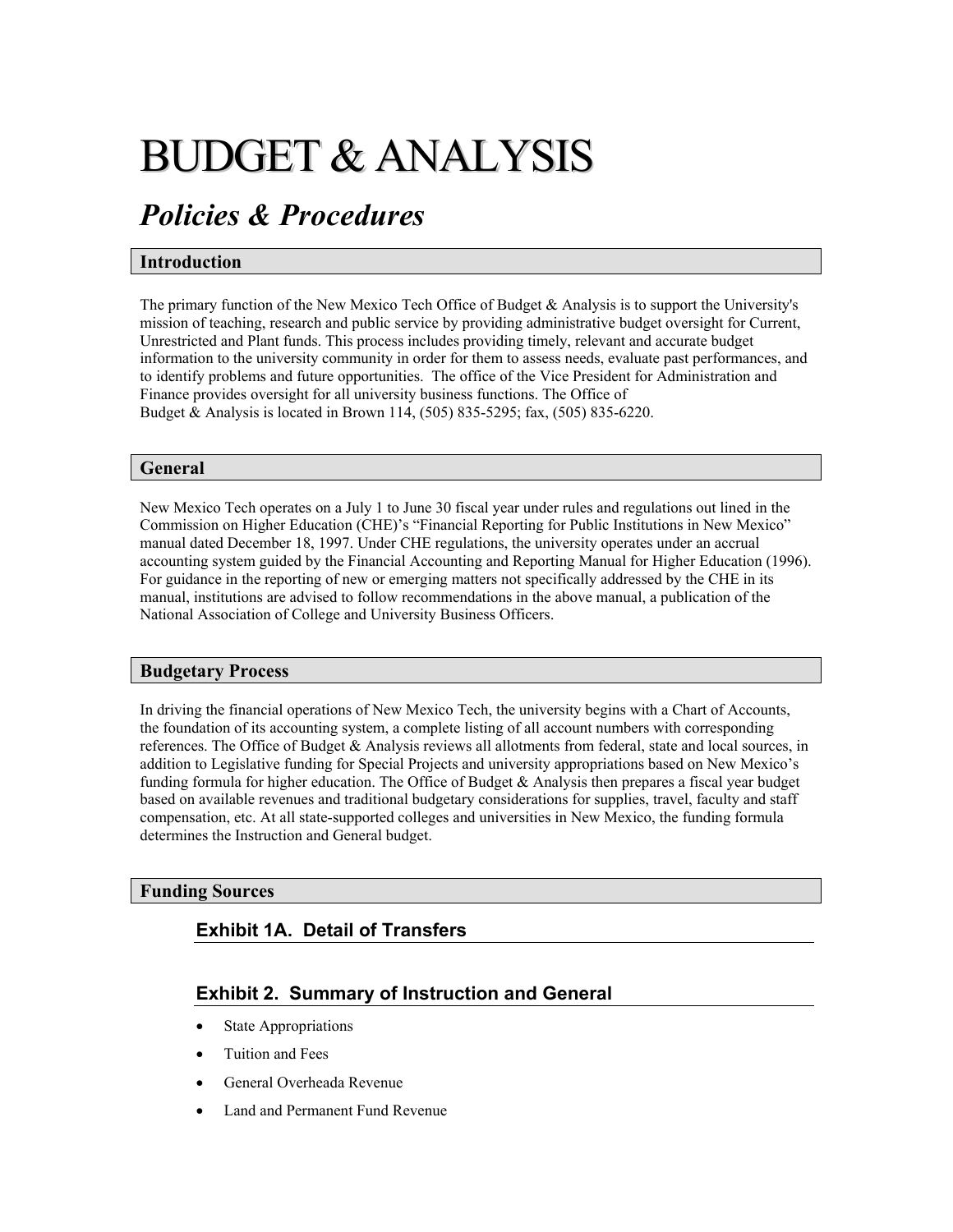# BUDGET & ANALYSIS

## *Policies & Procedures*

### Introduction

The primary function of the New Mexico Tech Office of Budget & Analysis is to support the University's mission of teaching, research and public service by providing administrative budget oversight for Current, Unrestricted and Plant funds. This process includes providing timely, relevant and accurate budget information to the university community in order for them to assess needs, evaluate past performances, and to identify problems and future opportunities. The office of the Vice President for Administration and Finance provides oversight for all university business functions. The Office of Budget & Analysis is located in Brown 114, (505) 835-5295; fax, (505) 835-6220.

### General

New Mexico Tech operates on a July 1 to June 30 fiscal year under rules and regulations out lined in the Commission on Higher Education (CHE)'s "Financial Reporting for Public Institutions in New Mexico" manual dated December 18, 1997. Under CHE regulations, the university operates under an accrual accounting system guided by the Financial Accounting and Reporting Manual for Higher Education (1996). For guidance in the reporting of new or emerging matters not specifically addressed by the CHE in its manual, institutions are advised to follow recommendations in the above manual, a publication of the National Association of College and University Business Officers.

### Budgetary Process

In driving the financial operations of New Mexico Tech, the university begins with a Chart of Accounts, the foundation of its accounting system, a complete listing of all account numbers with corresponding references. The Office of Budget & Analysis reviews all allotments from federal, state and local sources, in addition to Legislative funding for Special Projects and university appropriations based on New Mexico's funding formula for higher education. The Office of Budget & Analysis then prepares a fiscal year budget based on available revenues and traditional budgetary considerations for supplies, travel, faculty and staff compensation, etc. At all state-supported colleges and universities in New Mexico, the funding formula determines the Instruction and General budget.

### Funding Sources

#### Exhibit 1A. Detail of Transfers

#### Exhibit 2. Summary of Instruction and General

- State Appropriations
- Tuition and Fees
- General Overheada Revenue
- Land and Permanent Fund Revenue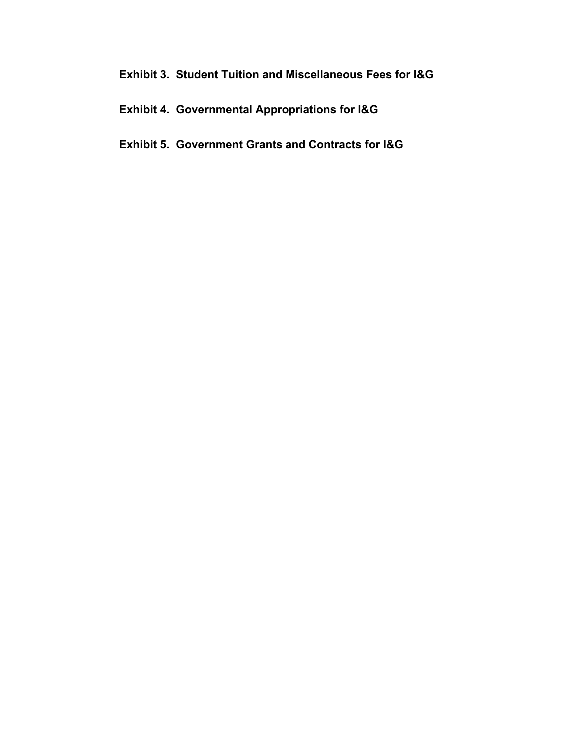**Exhibit 3. Student Tuition and Miscellaneous Fees for I&G**

**Exhibit 4. Governmental Appropriations for I&G**

**Exhibit 5. Government Grants and Contracts for I&G**